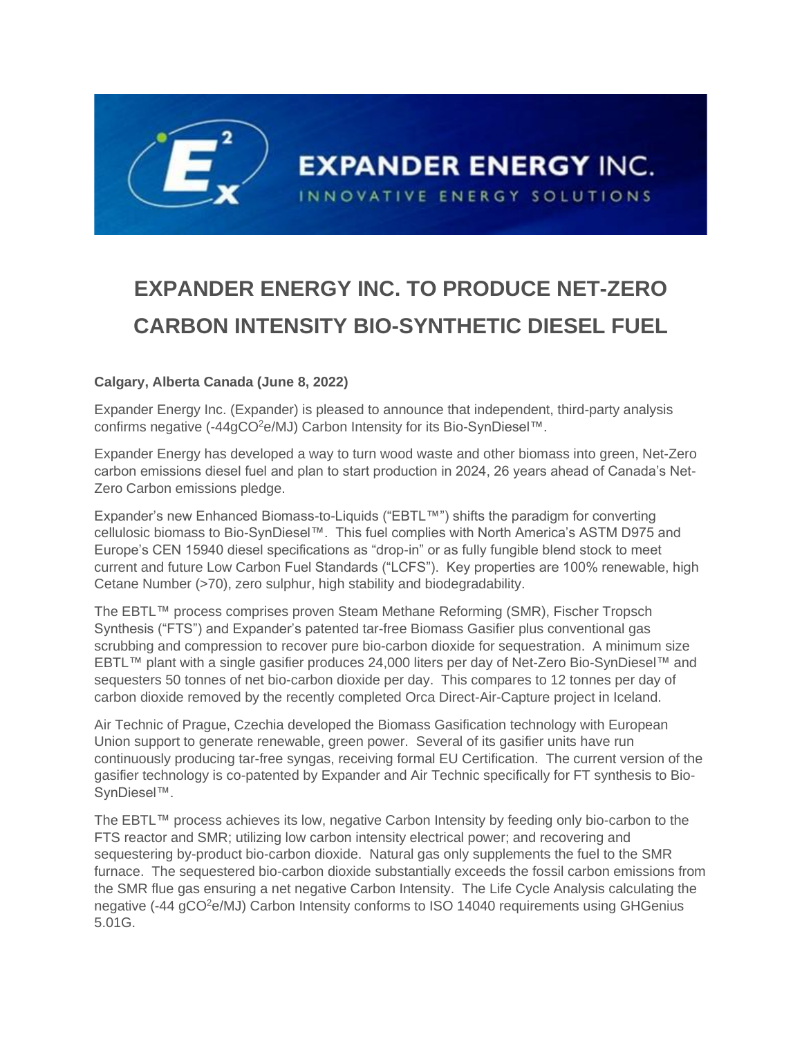EXPANDER ENERGY INC.
INNOVATIVE ENERGY SOLUTIONS

# EXPANDER ENERGY INC. TO PRODUCE NET-ZERO CARBON INTENSITY BIO-SYNTHETIC DIESEL FUEL

**Calgary, Alberta Canada (June 8, 2022)**

Expander Energy Inc. (Expander) is pleased to announce that independent, third-party analysis confirms negative (-44g$CO^2$e/MJ) Carbon Intensity for its Bio-SynDiesel™.

Expander Energy has developed a way to turn wood waste and other biomass into green, Net-Zero carbon emissions diesel fuel and plan to start production in 2024, 26 years ahead of Canada's Net-Zero Carbon emissions pledge.

Expander's new Enhanced Biomass-to-Liquids ("EBTL™") shifts the paradigm for converting cellulosic biomass to Bio-SynDiesel™. This fuel complies with North America's ASTM D975 and Europe's CEN 15940 diesel specifications as "drop-in" or as fully fungible blend stock to meet current and future Low Carbon Fuel Standards ("LCFS"). Key properties are 100% renewable, high Cetane Number (>70), zero sulphur, high stability and biodegradability.

The EBTL™ process comprises proven Steam Methane Reforming (SMR), Fischer Tropsch Synthesis ("FTS") and Expander's patented tar-free Biomass Gasifier plus conventional gas scrubbing and compression to recover pure bio-carbon dioxide for sequestration. A minimum size EBTL™ plant with a single gasifier produces 24,000 liters per day of Net-Zero Bio-SynDiesel™ and sequesters 50 tonnes of net bio-carbon dioxide per day. This compares to 12 tonnes per day of carbon dioxide removed by the recently completed Orca Direct-Air-Capture project in Iceland.

Air Technic of Prague, Czechia developed the Biomass Gasification technology with European Union support to generate renewable, green power. Several of its gasifier units have run continuously producing tar-free syngas, receiving formal EU Certification. The current version of the gasifier technology is co-patented by Expander and Air Technic specifically for FT synthesis to Bio-SynDiesel™.

The EBTL™ process achieves its low, negative Carbon Intensity by feeding only bio-carbon to the FTS reactor and SMR; utilizing low carbon intensity electrical power; and recovering and sequestering by-product bio-carbon dioxide. Natural gas only supplements the fuel to the SMR furnace. The sequestered bio-carbon dioxide substantially exceeds the fossil carbon emissions from the SMR flue gas ensuring a net negative Carbon Intensity. The Life Cycle Analysis calculating the negative (-44 g$CO^2$e/MJ) Carbon Intensity conforms to ISO 14040 requirements using GHGenius 5.01G.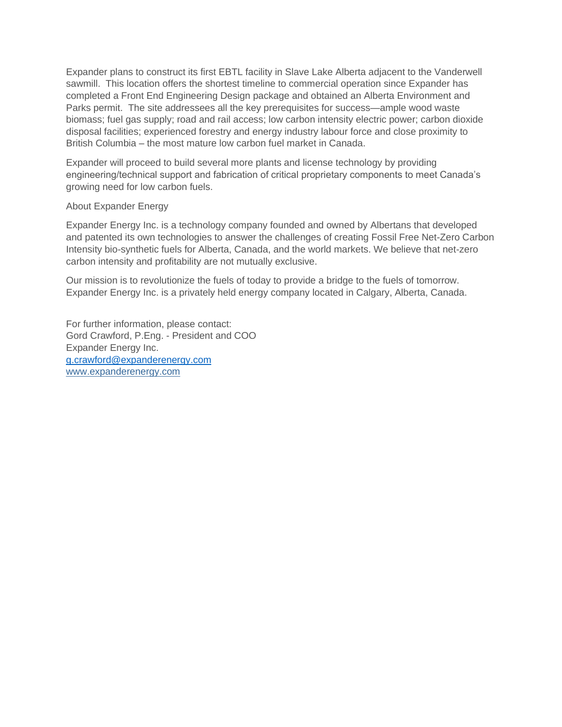Expander plans to construct its first EBTL facility in Slave Lake Alberta adjacent to the Vanderwell sawmill. This location offers the shortest timeline to commercial operation since Expander has completed a Front End Engineering Design package and obtained an Alberta Environment and Parks permit. The site addressees all the key prerequisites for success—ample wood waste biomass; fuel gas supply; road and rail access; low carbon intensity electric power; carbon dioxide disposal facilities; experienced forestry and energy industry labour force and close proximity to British Columbia – the most mature low carbon fuel market in Canada.

Expander will proceed to build several more plants and license technology by providing engineering/technical support and fabrication of critical proprietary components to meet Canada's growing need for low carbon fuels.

About Expander Energy

Expander Energy Inc. is a technology company founded and owned by Albertans that developed and patented its own technologies to answer the challenges of creating Fossil Free Net-Zero Carbon Intensity bio-synthetic fuels for Alberta, Canada, and the world markets. We believe that net-zero carbon intensity and profitability are not mutually exclusive.

Our mission is to revolutionize the fuels of today to provide a bridge to the fuels of tomorrow. Expander Energy Inc. is a privately held energy company located in Calgary, Alberta, Canada.

For further information, please contact:
Gord Crawford, P.Eng. - President and COO
Expander Energy Inc.
[g.crawford@expanderenergy.com](mailto:g.crawford@expanderenergy.com)
[www.expanderenergy.com](http://www.expanderenergy.com)